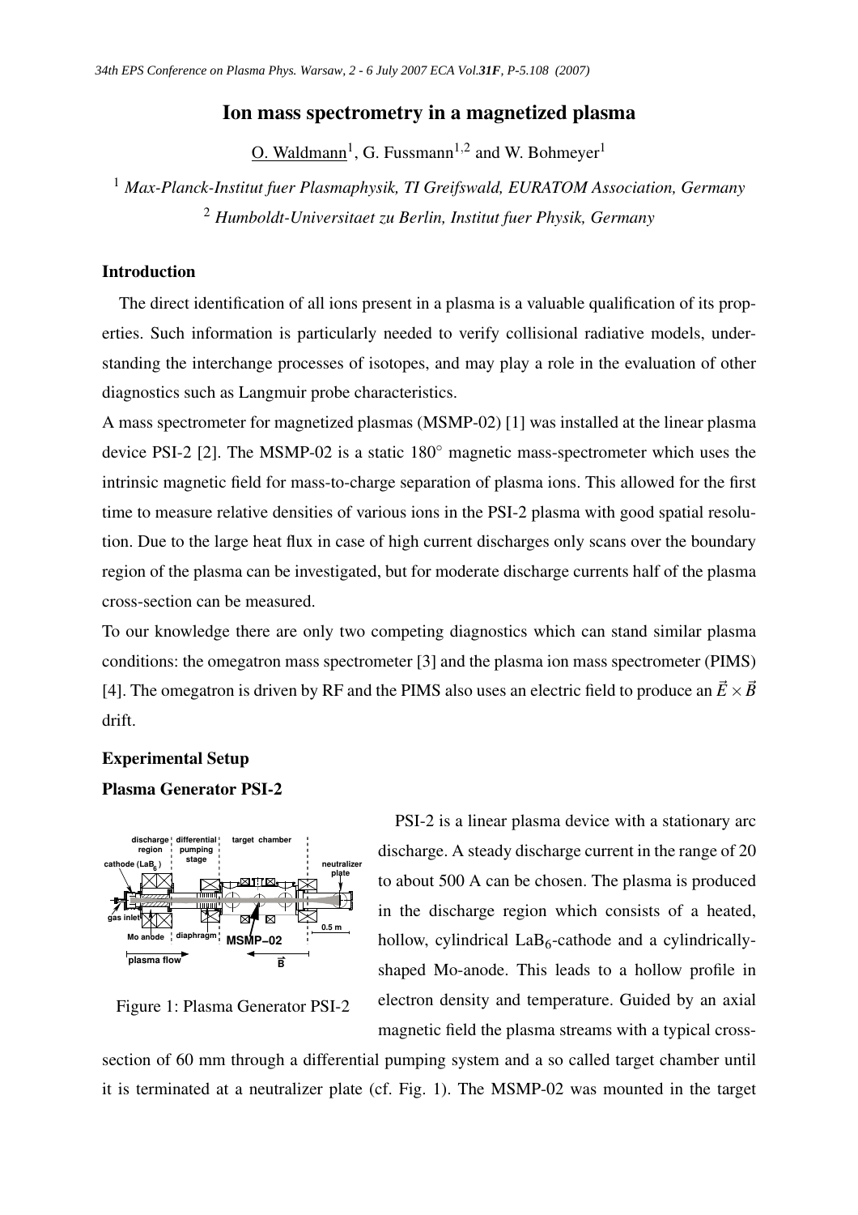# Ion mass spectrometry in a magnetized plasma

O. Waldmann[1], G. Fussmann[1,2] and W. Bohmeyer[1]

[1] *Max-Planck-Institut fuer Plasmaphysik, TI Greifswald, EURATOM Association, Germany*

[2] *Humboldt-Universitaet zu Berlin, Institut fuer Physik, Germany*

## Introduction

The direct identification of all ions present in a plasma is a valuable qualification of its properties. Such information is particularly needed to verify collisional radiative models, understanding the interchange processes of isotopes, and may play a role in the evaluation of other diagnostics such as Langmuir probe characteristics.

A mass spectrometer for magnetized plasmas (MSMP-02) [1] was installed at the linear plasma device PSI-2 [2]. The MSMP-02 is a static 180° magnetic mass-spectrometer which uses the intrinsic magnetic field for mass-to-charge separation of plasma ions. This allowed for the first time to measure relative densities of various ions in the PSI-2 plasma with good spatial resolution. Due to the large heat flux in case of high current discharges only scans over the boundary region of the plasma can be investigated, but for moderate discharge currents half of the plasma cross-section can be measured.

To our knowledge there are only two competing diagnostics which can stand similar plasma conditions: the omegatron mass spectrometer [3] and the plasma ion mass spectrometer (PIMS) [4]. The omegatron is driven by RF and the PIMS also uses an electric field to produce an $\vec{E} \times \vec{B}$ drift.

## Experimental Setup

### Plasma Generator PSI-2

Figure 1: Plasma Generator PSI-2

PSI-2 is a linear plasma device with a stationary arc discharge. A steady discharge current in the range of 20 to about 500 A can be chosen. The plasma is produced in the discharge region which consists of a heated, hollow, cylindrical $LaB_6$-cathode and a cylindrically-shaped Mo-anode. This leads to a hollow profile in electron density and temperature. Guided by an axial magnetic field the plasma streams with a typical cross-section of 60 mm through a differential pumping system and a so called target chamber until it is terminated at a neutralizer plate (cf. Fig. 1). The MSMP-02 was mounted in the target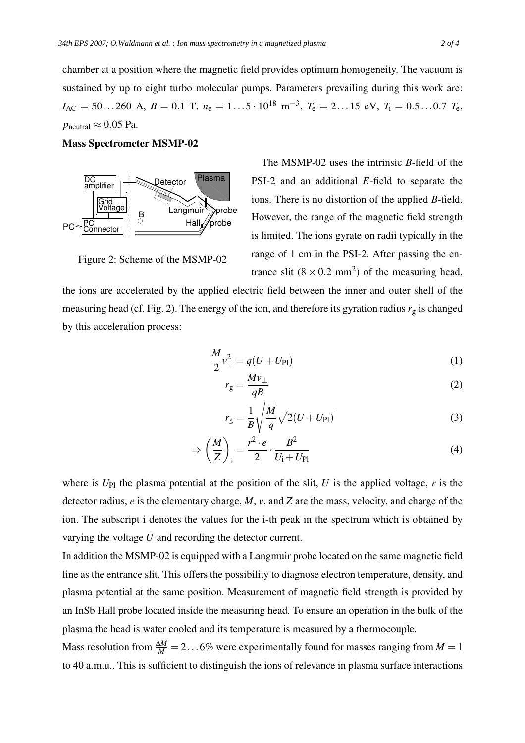chamber at a position where the magnetic field provides optimum homogeneity. The vacuum is sustained by up to eight turbo molecular pumps. Parameters prevailing during this work are: $I_{\mathrm{AC}} = 50\ldots260$ A, $B = 0.1$ T, $n_{\mathrm{e}} = 1\ldots5\cdot10^{18}$ m$^{-3}$, $T_{\mathrm{e}} = 2\ldots15$ eV, $T_{\mathrm{i}} = 0.5\ldots0.7\ T_{\mathrm{e}}$, $p_{\mathrm{neutral}} \approx 0.05$ Pa.

**Mass Spectrometer MSMP-02**

Figure 2: Scheme of the MSMP-02

The MSMP-02 uses the intrinsic *B*-field of the PSI-2 and an additional *E*-field to separate the ions. There is no distortion of the applied *B*-field. However, the range of the magnetic field strength is limited. The ions gyrate on radii typically in the range of 1 cm in the PSI-2. After passing the entrance slit ($8\times0.2$ mm$^2$) of the measuring head, the ions are accelerated by the applied electric field between the inner and outer shell of the measuring head (cf. Fig. 2). The energy of the ion, and therefore its gyration radius $r_{\mathrm{g}}$ is changed by this acceleration process:

$$\frac{M}{2}v_{\perp}^{2} = q(U+U_{\mathrm{Pl}}) \tag{1}$$

$$r_{\mathrm{g}} = \frac{Mv_{\perp}}{qB} \tag{2}$$

$$r_{\mathrm{g}} = \frac{1}{B}\sqrt{\frac{M}{q}}\sqrt{2(U+U_{\mathrm{Pl}})} \tag{3}$$

$$\Rightarrow \left(\frac{M}{Z}\right)_{\mathrm{i}} = \frac{r^{2}\cdot e}{2}\cdot\frac{B^{2}}{U_{\mathrm{i}}+U_{\mathrm{Pl}}} \tag{4}$$

where is $U_{\mathrm{Pl}}$ the plasma potential at the position of the slit, $U$ is the applied voltage, $r$ is the detector radius, $e$ is the elementary charge, $M$, $v$, and $Z$ are the mass, velocity, and charge of the ion. The subscript i denotes the values for the i-th peak in the spectrum which is obtained by varying the voltage $U$ and recording the detector current.

In addition the MSMP-02 is equipped with a Langmuir probe located on the same magnetic field line as the entrance slit. This offers the possibility to diagnose electron temperature, density, and plasma potential at the same position. Measurement of magnetic field strength is provided by an InSb Hall probe located inside the measuring head. To ensure an operation in the bulk of the plasma the head is water cooled and its temperature is measured by a thermocouple.

Mass resolution from $\frac{\Delta M}{M} = 2\ldots6\%$ were experimentally found for masses ranging from $M = 1$ to 40 a.m.u.. This is sufficient to distinguish the ions of relevance in plasma surface interactions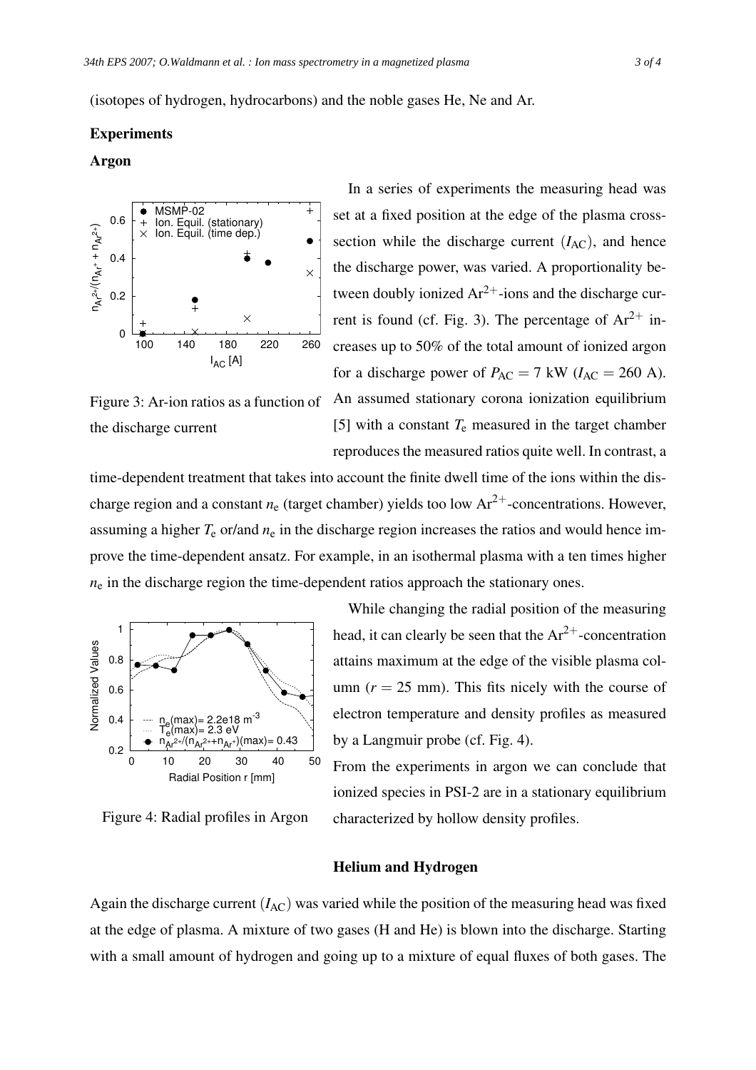(isotopes of hydrogen, hydrocarbons) and the noble gases He, Ne and Ar.

## Experiments

### Argon

In a series of experiments the measuring head was set at a fixed position at the edge of the plasma cross-section while the discharge current ($I_{AC}$), and hence the discharge power, was varied. A proportionality between doubly ionized $Ar^{2+}$-ions and the discharge current is found (cf. Fig. 3). The percentage of $Ar^{2+}$ increases up to 50% of the total amount of ionized argon for a discharge power of $P_{AC} = 7$ kW ($I_{AC} = 260$ A). An assumed stationary corona ionization equilibrium [5] with a constant $T_e$ measured in the target chamber reproduces the measured ratios quite well. In contrast, a time-dependent treatment that takes into account the finite dwell time of the ions within the discharge region and a constant $n_e$ (target chamber) yields too low $Ar^{2+}$-concentrations. However, assuming a higher $T_e$ or/and $n_e$ in the discharge region increases the ratios and would hence improve the time-dependent ansatz. For example, in an isothermal plasma with a ten times higher $n_e$ in the discharge region the time-dependent ratios approach the stationary ones.

Figure 3: Ar-ion ratios as a function of the discharge current

While changing the radial position of the measuring head, it can clearly be seen that the $Ar^{2+}$-concentration attains maximum at the edge of the visible plasma column ($r = 25$ mm). This fits nicely with the course of electron temperature and density profiles as measured by a Langmuir probe (cf. Fig. 4).

From the experiments in argon we can conclude that ionized species in PSI-2 are in a stationary equilibrium characterized by hollow density profiles.

Figure 4: Radial profiles in Argon

### Helium and Hydrogen

Again the discharge current ($I_{AC}$) was varied while the position of the measuring head was fixed at the edge of plasma. A mixture of two gases (H and He) is blown into the discharge. Starting with a small amount of hydrogen and going up to a mixture of equal fluxes of both gases. The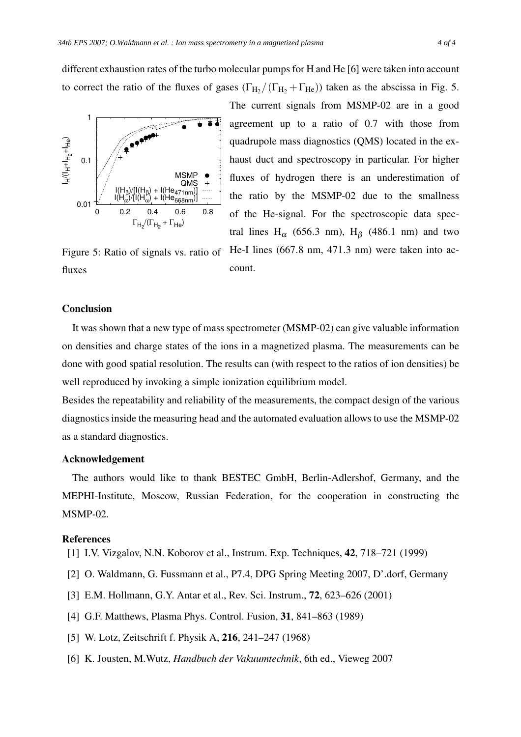different exhaustion rates of the turbo molecular pumps for H and He [6] were taken into account to correct the ratio of the fluxes of gases ($\Gamma_{H_2}/(\Gamma_{H_2} + \Gamma_{He})$) taken as the abscissa in Fig. 5. The current signals from MSMP-02 are in a good agreement up to a ratio of 0.7 with those from quadrupole mass diagnostics (QMS) located in the exhaust duct and spectroscopy in particular. For higher fluxes of hydrogen there is an underestimation of the ratio by the MSMP-02 due to the smallness of the He-signal. For the spectroscopic data spectral lines $H_\alpha$ (656.3 nm), $H_\beta$ (486.1 nm) and two He-I lines (667.8 nm, 471.3 nm) were taken into account.

$I_H/(I_H+I_{H_2}+I_{He})$

1

0.1

0.01

0 0.2 0.4 0.6 0.8

$\Gamma_{H_2}/(\Gamma_{H_2} + \Gamma_{He})$

MSMP

QMS

$I(H_\beta)/[I(H_\beta) + I(He_{471nm})]$

$I(H_\alpha)/[I(H_\alpha) + I(He_{668nm})]$

Figure 5: Ratio of signals vs. ratio of fluxes

## Conclusion

It was shown that a new type of mass spectrometer (MSMP-02) can give valuable information on densities and charge states of the ions in a magnetized plasma. The measurements can be done with good spatial resolution. The results can (with respect to the ratios of ion densities) be well reproduced by invoking a simple ionization equilibrium model.

Besides the repeatability and reliability of the measurements, the compact design of the various diagnostics inside the measuring head and the automated evaluation allows to use the MSMP-02 as a standard diagnostics.

## Acknowledgement

The authors would like to thank BESTEC GmbH, Berlin-Adlershof, Germany, and the MEPHI-Institute, Moscow, Russian Federation, for the cooperation in constructing the MSMP-02.

## References

[1] I.V. Vizgalov, N.N. Koborov et al., Instrum. Exp. Techniques, **42**, 718–721 (1999)

[2] O. Waldmann, G. Fussmann et al., P7.4, DPG Spring Meeting 2007, D'.dorf, Germany

[3] E.M. Hollmann, G.Y. Antar et al., Rev. Sci. Instrum., **72**, 623–626 (2001)

[4] G.F. Matthews, Plasma Phys. Control. Fusion, **31**, 841–863 (1989)

[5] W. Lotz, Zeitschrift f. Physik A, **216**, 241–247 (1968)

[6] K. Jousten, M.Wutz, *Handbuch der Vakuumtechnik*, 6th ed., Vieweg 2007